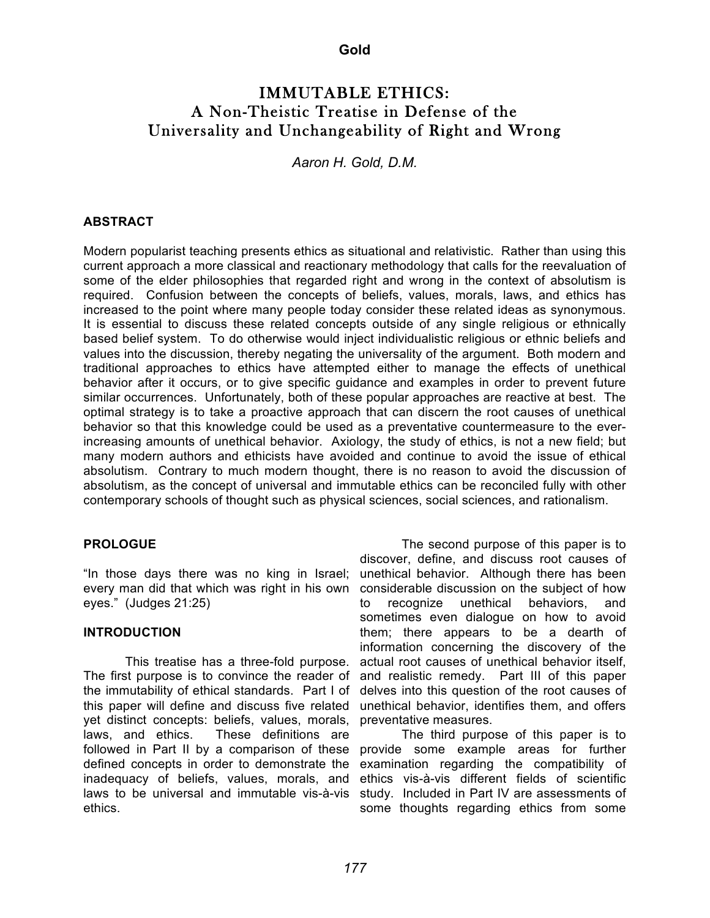# IMMUTABLE ETHICS:
## A Non-Theistic Treatise in Defense of the Universality and Unchangeability of Right and Wrong

*Aaron H. Gold, D.M.*

## ABSTRACT

Modern popularist teaching presents ethics as situational and relativistic. Rather than using this current approach a more classical and reactionary methodology that calls for the reevaluation of some of the elder philosophies that regarded right and wrong in the context of absolutism is required. Confusion between the concepts of beliefs, values, morals, laws, and ethics has increased to the point where many people today consider these related ideas as synonymous. It is essential to discuss these related concepts outside of any single religious or ethnically based belief system. To do otherwise would inject individualistic religious or ethnic beliefs and values into the discussion, thereby negating the universality of the argument. Both modern and traditional approaches to ethics have attempted either to manage the effects of unethical behavior after it occurs, or to give specific guidance and examples in order to prevent future similar occurrences. Unfortunately, both of these popular approaches are reactive at best. The optimal strategy is to take a proactive approach that can discern the root causes of unethical behavior so that this knowledge could be used as a preventative countermeasure to the ever-increasing amounts of unethical behavior. Axiology, the study of ethics, is not a new field; but many modern authors and ethicists have avoided and continue to avoid the issue of ethical absolutism. Contrary to much modern thought, there is no reason to avoid the discussion of absolutism, as the concept of universal and immutable ethics can be reconciled fully with other contemporary schools of thought such as physical sciences, social sciences, and rationalism.

## PROLOGUE

"In those days there was no king in Israel; every man did that which was right in his own eyes." (Judges 21:25)

## INTRODUCTION

This treatise has a three-fold purpose. The first purpose is to convince the reader of the immutability of ethical standards. Part I of this paper will define and discuss five related yet distinct concepts: beliefs, values, morals, laws, and ethics. These definitions are followed in Part II by a comparison of these defined concepts in order to demonstrate the inadequacy of beliefs, values, morals, and laws to be universal and immutable vis-à-vis ethics.

The second purpose of this paper is to discover, define, and discuss root causes of unethical behavior. Although there has been considerable discussion on the subject of how to recognize unethical behaviors, and sometimes even dialogue on how to avoid them; there appears to be a dearth of information concerning the discovery of the actual root causes of unethical behavior itself, and realistic remedy. Part III of this paper delves into this question of the root causes of unethical behavior, identifies them, and offers preventative measures.

The third purpose of this paper is to provide some example areas for further examination regarding the compatibility of ethics vis-à-vis different fields of scientific study. Included in Part IV are assessments of some thoughts regarding ethics from some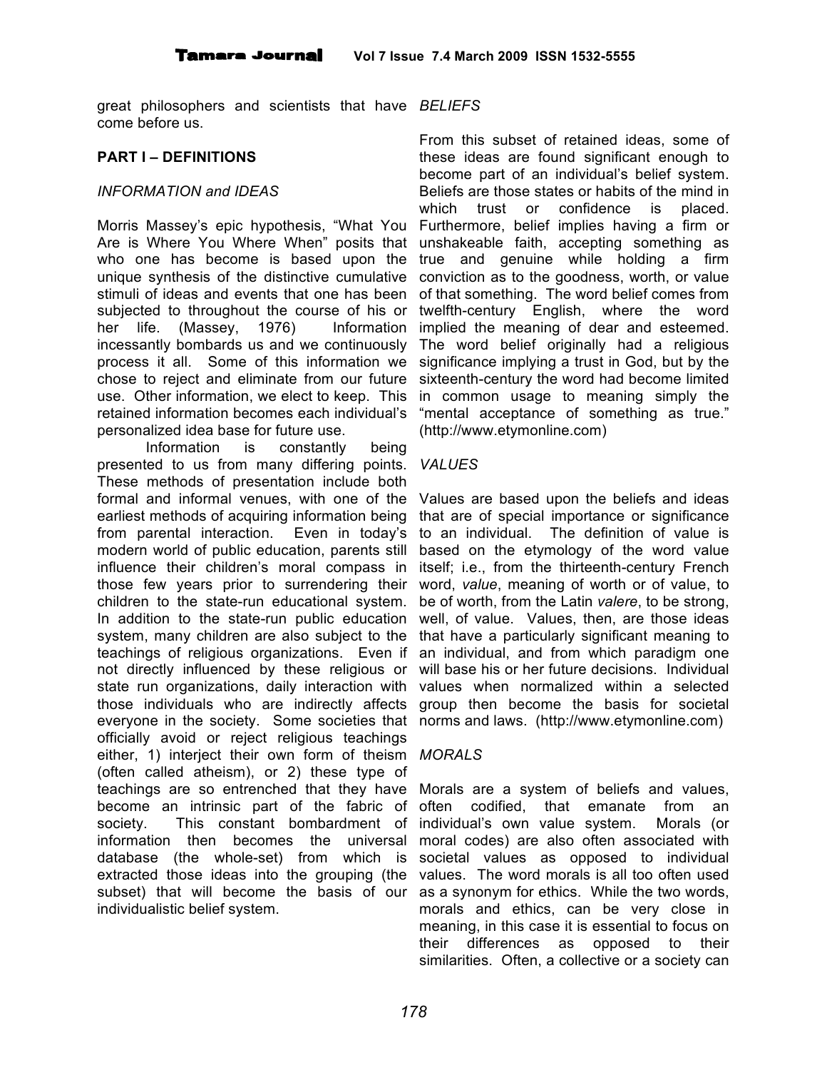great philosophers and scientists that have come before us.

## PART I – DEFINITIONS

### *INFORMATION and IDEAS*

Morris Massey's epic hypothesis, "What You Are is Where You Where When" posits that who one has become is based upon the unique synthesis of the distinctive cumulative stimuli of ideas and events that one has been subjected to throughout the course of his or her life. (Massey, 1976) Information incessantly bombards us and we continuously process it all. Some of this information we chose to reject and eliminate from our future use. Other information, we elect to keep. This retained information becomes each individual's personalized idea base for future use.

Information is constantly being presented to us from many differing points. These methods of presentation include both formal and informal venues, with one of the earliest methods of acquiring information being from parental interaction. Even in today's modern world of public education, parents still influence their children's moral compass in those few years prior to surrendering their children to the state-run educational system. In addition to the state-run public education system, many children are also subject to the teachings of religious organizations. Even if not directly influenced by these religious or state run organizations, daily interaction with those individuals who are indirectly affects everyone in the society. Some societies that officially avoid or reject religious teachings either, 1) interject their own form of theism (often called atheism), or 2) these type of teachings are so entrenched that they have become an intrinsic part of the fabric of society. This constant bombardment of information then becomes the universal database (the whole-set) from which is extracted those ideas into the grouping (the subset) that will become the basis of our individualistic belief system.

### *BELIEFS*

From this subset of retained ideas, some of these ideas are found significant enough to become part of an individual's belief system. Beliefs are those states or habits of the mind in which trust or confidence is placed. Furthermore, belief implies having a firm or unshakeable faith, accepting something as true and genuine while holding a firm conviction as to the goodness, worth, or value of that something. The word belief comes from twelfth-century English, where the word implied the meaning of dear and esteemed. The word belief originally had a religious significance implying a trust in God, but by the sixteenth-century the word had become limited in common usage to meaning simply the "mental acceptance of something as true." (http://www.etymonline.com)

### *VALUES*

Values are based upon the beliefs and ideas that are of special importance or significance to an individual. The definition of value is based on the etymology of the word value itself; i.e., from the thirteenth-century French word, *value*, meaning of worth or of value, to be of worth, from the Latin *valere*, to be strong, well, of value. Values, then, are those ideas that have a particularly significant meaning to an individual, and from which paradigm one will base his or her future decisions. Individual values when normalized within a selected group then become the basis for societal norms and laws. (http://www.etymonline.com)

### *MORALS*

Morals are a system of beliefs and values, often codified, that emanate from an individual's own value system. Morals (or moral codes) are also often associated with societal values as opposed to individual values. The word morals is all too often used as a synonym for ethics. While the two words, morals and ethics, can be very close in meaning, in this case it is essential to focus on their differences as opposed to their similarities. Often, a collective or a society can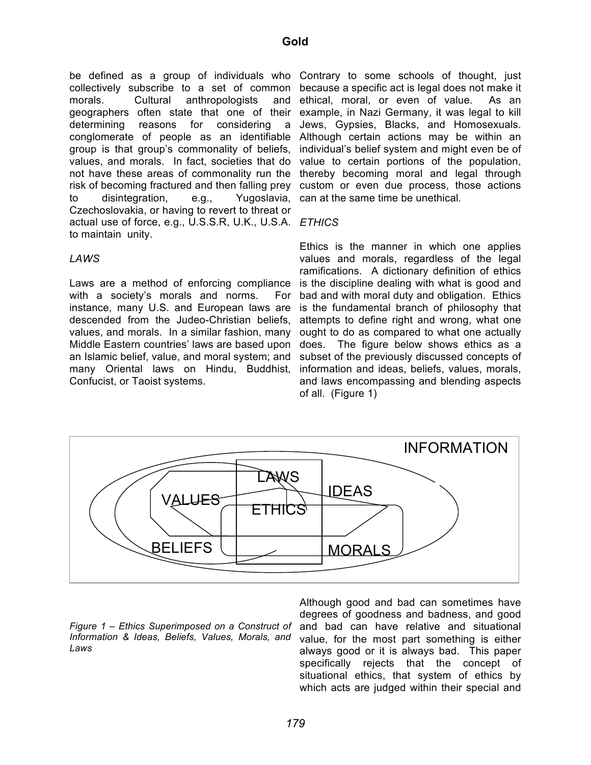be defined as a group of individuals who collectively subscribe to a set of common morals. Cultural anthropologists and geographers often state that one of their determining reasons for considering a conglomerate of people as an identifiable group is that group's commonality of beliefs, values, and morals. In fact, societies that do not have these areas of commonality run the risk of becoming fractured and then falling prey to disintegration, e.g., Yugoslavia, Czechoslovakia, or having to revert to threat or actual use of force, e.g., U.S.S.R, U.K., U.S.A. to maintain unity.

*LAWS*

Laws are a method of enforcing compliance with a society's morals and norms. For instance, many U.S. and European laws are descended from the Judeo-Christian beliefs, values, and morals. In a similar fashion, many Middle Eastern countries' laws are based upon an Islamic belief, value, and moral system; and many Oriental laws on Hindu, Buddhist, Confucist, or Taoist systems.

Contrary to some schools of thought, just because a specific act is legal does not make it ethical, moral, or even of value. As an example, in Nazi Germany, it was legal to kill Jews, Gypsies, Blacks, and Homosexuals. Although certain actions may be within an individual's belief system and might even be of value to certain portions of the population, thereby becoming moral and legal through custom or even due process, those actions can at the same time be unethical.

*ETHICS*

Ethics is the manner in which one applies values and morals, regardless of the legal ramifications. A dictionary definition of ethics is the discipline dealing with what is good and bad and with moral duty and obligation. Ethics is the fundamental branch of philosophy that attempts to define right and wrong, what one ought to do as compared to what one actually does. The figure below shows ethics as a subset of the previously discussed concepts of information and ideas, beliefs, values, morals, and laws encompassing and blending aspects of all. (Figure 1)

INFORMATION

LAWS

IDEAS

VALUES

ETHICS

BELIEFS

MORALS

*Figure 1 – Ethics Superimposed on a Construct of Information & Ideas, Beliefs, Values, Morals, and Laws*

Although good and bad can sometimes have degrees of goodness and badness, and good and bad can have relative and situational value, for the most part something is either always good or it is always bad. This paper specifically rejects that the concept of situational ethics, that system of ethics by which acts are judged within their special and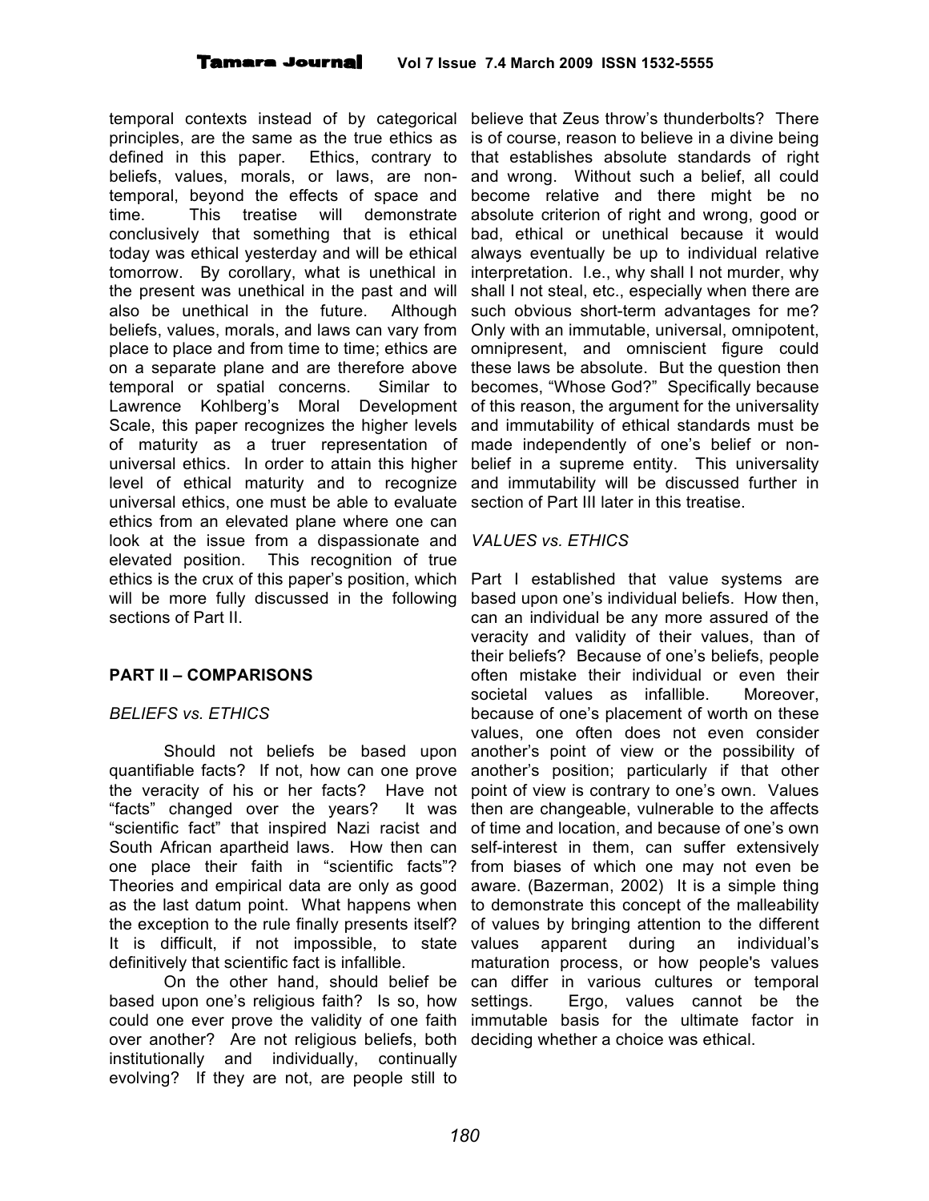temporal contexts instead of by categorical principles, are the same as the true ethics as defined in this paper. Ethics, contrary to beliefs, values, morals, or laws, are non-temporal, beyond the effects of space and time. This treatise will demonstrate conclusively that something that is ethical today was ethical yesterday and will be ethical tomorrow. By corollary, what is unethical in the present was unethical in the past and will also be unethical in the future. Although beliefs, values, morals, and laws can vary from place to place and from time to time; ethics are on a separate plane and are therefore above temporal or spatial concerns. Similar to Lawrence Kohlberg's Moral Development Scale, this paper recognizes the higher levels of maturity as a truer representation of universal ethics. In order to attain this higher level of ethical maturity and to recognize universal ethics, one must be able to evaluate ethics from an elevated plane where one can look at the issue from a dispassionate and elevated position. This recognition of true ethics is the crux of this paper's position, which will be more fully discussed in the following sections of Part II.

## PART II – COMPARISONS

### *BELIEFS vs. ETHICS*

Should not beliefs be based upon quantifiable facts? If not, how can one prove the veracity of his or her facts? Have not "facts" changed over the years? It was "scientific fact" that inspired Nazi racist and South African apartheid laws. How then can one place their faith in "scientific facts"? Theories and empirical data are only as good as the last datum point. What happens when the exception to the rule finally presents itself? It is difficult, if not impossible, to state definitively that scientific fact is infallible.

On the other hand, should belief be based upon one's religious faith? Is so, how could one ever prove the validity of one faith over another? Are not religious beliefs, both institutionally and individually, continually evolving? If they are not, are people still to believe that Zeus throw's thunderbolts? There is of course, reason to believe in a divine being that establishes absolute standards of right and wrong. Without such a belief, all could become relative and there might be no absolute criterion of right and wrong, good or bad, ethical or unethical because it would always eventually be up to individual relative interpretation. I.e., why shall I not murder, why shall I not steal, etc., especially when there are such obvious short-term advantages for me? Only with an immutable, universal, omnipotent, omnipresent, and omniscient figure could these laws be absolute. But the question then becomes, "Whose God?" Specifically because of this reason, the argument for the universality and immutability of ethical standards must be made independently of one's belief or non-belief in a supreme entity. This universality and immutability will be discussed further in section of Part III later in this treatise.

### *VALUES vs. ETHICS*

Part I established that value systems are based upon one's individual beliefs. How then, can an individual be any more assured of the veracity and validity of their values, than of their beliefs? Because of one's beliefs, people often mistake their individual or even their societal values as infallible. Moreover, because of one's placement of worth on these values, one often does not even consider another's point of view or the possibility of another's position; particularly if that other point of view is contrary to one's own. Values then are changeable, vulnerable to the affects of time and location, and because of one's own self-interest in them, can suffer extensively from biases of which one may not even be aware. (Bazerman, 2002) It is a simple thing to demonstrate this concept of the malleability of values by bringing attention to the different values apparent during an individual's maturation process, or how people's values can differ in various cultures or temporal settings. Ergo, values cannot be the immutable basis for the ultimate factor in deciding whether a choice was ethical.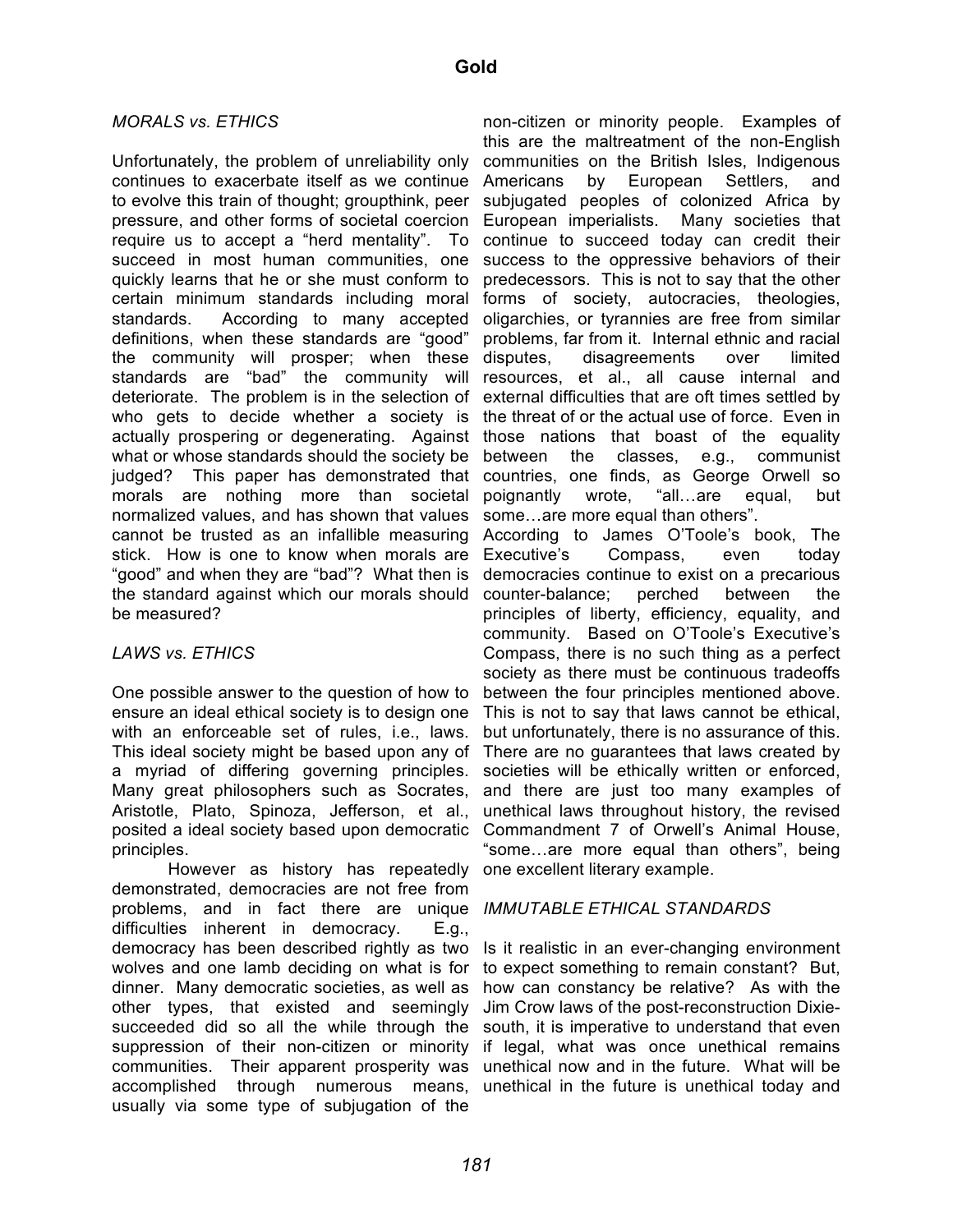## *MORALS vs. ETHICS*

Unfortunately, the problem of unreliability only continues to exacerbate itself as we continue to evolve this train of thought; groupthink, peer pressure, and other forms of societal coercion require us to accept a "herd mentality". To succeed in most human communities, one quickly learns that he or she must conform to certain minimum standards including moral standards. According to many accepted definitions, when these standards are "good" the community will prosper; when these standards are "bad" the community will deteriorate. The problem is in the selection of who gets to decide whether a society is actually prospering or degenerating. Against what or whose standards should the society be judged? This paper has demonstrated that morals are nothing more than societal normalized values, and has shown that values cannot be trusted as an infallible measuring stick. How is one to know when morals are "good" and when they are "bad"? What then is the standard against which our morals should be measured?

## *LAWS vs. ETHICS*

One possible answer to the question of how to ensure an ideal ethical society is to design one with an enforceable set of rules, i.e., laws. This ideal society might be based upon any of a myriad of differing governing principles. Many great philosophers such as Socrates, Aristotle, Plato, Spinoza, Jefferson, et al., posited a ideal society based upon democratic principles.

However as history has repeatedly demonstrated, democracies are not free from problems, and in fact there are unique difficulties inherent in democracy. E.g., democracy has been described rightly as two wolves and one lamb deciding on what is for dinner. Many democratic societies, as well as other types, that existed and seemingly succeeded did so all the while through the suppression of their non-citizen or minority communities. Their apparent prosperity was accomplished through numerous means, usually via some type of subjugation of the non-citizen or minority people. Examples of this are the maltreatment of the non-English communities on the British Isles, Indigenous Americans by European Settlers, and subjugated peoples of colonized Africa by European imperialists. Many societies that continue to succeed today can credit their success to the oppressive behaviors of their predecessors. This is not to say that the other forms of society, autocracies, theologies, oligarchies, or tyrannies are free from similar problems, far from it. Internal ethnic and racial disputes, disagreements over limited resources, et al., all cause internal and external difficulties that are oft times settled by the threat of or the actual use of force. Even in those nations that boast of the equality between the classes, e.g., communist countries, one finds, as George Orwell so poignantly wrote, "all…are equal, but some…are more equal than others".

According to James O'Toole's book, The Executive's Compass, even today democracies continue to exist on a precarious counter-balance; perched between the principles of liberty, efficiency, equality, and community. Based on O'Toole's Executive's Compass, there is no such thing as a perfect society as there must be continuous tradeoffs between the four principles mentioned above. This is not to say that laws cannot be ethical, but unfortunately, there is no assurance of this. There are no guarantees that laws created by societies will be ethically written or enforced, and there are just too many examples of unethical laws throughout history, the revised Commandment 7 of Orwell's Animal House, "some…are more equal than others", being one excellent literary example.

## *IMMUTABLE ETHICAL STANDARDS*

Is it realistic in an ever-changing environment to expect something to remain constant? But, how can constancy be relative? As with the Jim Crow laws of the post-reconstruction Dixie-south, it is imperative to understand that even if legal, what was once unethical remains unethical now and in the future. What will be unethical in the future is unethical today and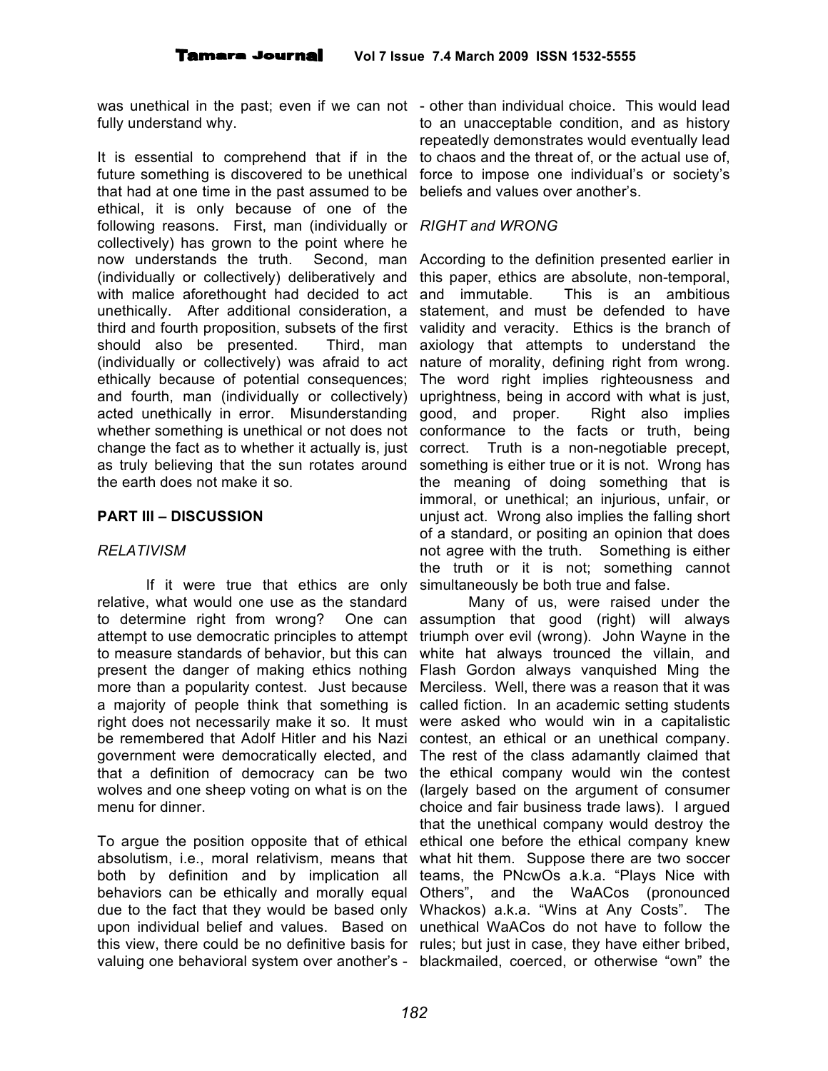was unethical in the past; even if we can not fully understand why.

It is essential to comprehend that if in the future something is discovered to be unethical that had at one time in the past assumed to be ethical, it is only because of one of the following reasons. First, man (individually or collectively) has grown to the point where he now understands the truth. Second, man (individually or collectively) deliberatively and with malice aforethought had decided to act unethically. After additional consideration, a third and fourth proposition, subsets of the first should also be presented. Third, man (individually or collectively) was afraid to act ethically because of potential consequences; and fourth, man (individually or collectively) acted unethically in error. Misunderstanding whether something is unethical or not does not change the fact as to whether it actually is, just as truly believing that the sun rotates around the earth does not make it so.

## PART III – DISCUSSION

### *RELATIVISM*

If it were true that ethics are only relative, what would one use as the standard to determine right from wrong? One can attempt to use democratic principles to attempt to measure standards of behavior, but this can present the danger of making ethics nothing more than a popularity contest. Just because a majority of people think that something is right does not necessarily make it so. It must be remembered that Adolf Hitler and his Nazi government were democratically elected, and that a definition of democracy can be two wolves and one sheep voting on what is on the menu for dinner.

To argue the position opposite that of ethical absolutism, i.e., moral relativism, means that both by definition and by implication all behaviors can be ethically and morally equal due to the fact that they would be based only upon individual belief and values. Based on this view, there could be no definitive basis for valuing one behavioral system over another's - - other than individual choice. This would lead to an unacceptable condition, and as history repeatedly demonstrates would eventually lead to chaos and the threat of, or the actual use of, force to impose one individual's or society's beliefs and values over another's.

### *RIGHT and WRONG*

According to the definition presented earlier in this paper, ethics are absolute, non-temporal, and immutable. This is an ambitious statement, and must be defended to have validity and veracity. Ethics is the branch of axiology that attempts to understand the nature of morality, defining right from wrong. The word right implies righteousness and uprightness, being in accord with what is just, good, and proper. Right also implies conformance to the facts or truth, being correct. Truth is a non-negotiable precept, something is either true or it is not. Wrong has the meaning of doing something that is immoral, or unethical; an injurious, unfair, or unjust act. Wrong also implies the falling short of a standard, or positing an opinion that does not agree with the truth. Something is either the truth or it is not; something cannot simultaneously be both true and false.

Many of us, were raised under the assumption that good (right) will always triumph over evil (wrong). John Wayne in the white hat always trounced the villain, and Flash Gordon always vanquished Ming the Merciless. Well, there was a reason that it was called fiction. In an academic setting students were asked who would win in a capitalistic contest, an ethical or an unethical company. The rest of the class adamantly claimed that the ethical company would win the contest (largely based on the argument of consumer choice and fair business trade laws). I argued that the unethical company would destroy the ethical one before the ethical company knew what hit them. Suppose there are two soccer teams, the PNcwOs a.k.a. "Plays Nice with Others", and the WaACos (pronounced Whackos) a.k.a. "Wins at Any Costs". The unethical WaACos do not have to follow the rules; but just in case, they have either bribed, blackmailed, coerced, or otherwise "own" the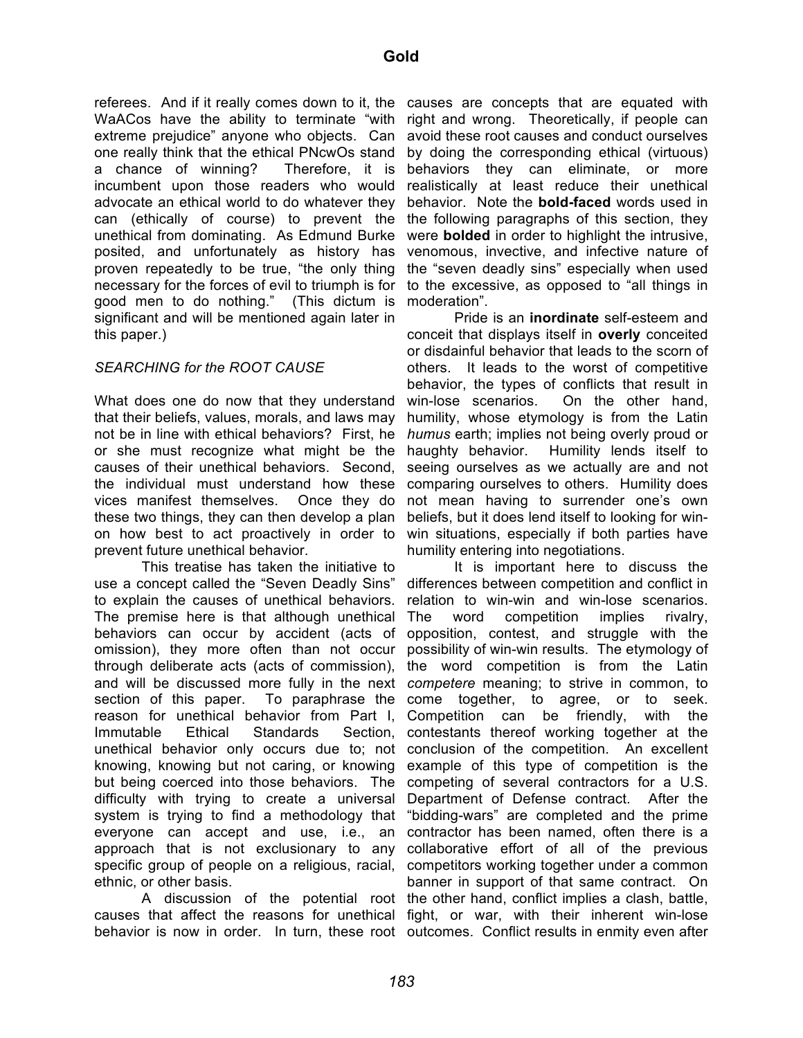referees. And if it really comes down to it, the WaACos have the ability to terminate "with extreme prejudice" anyone who objects. Can one really think that the ethical PNcwOs stand a chance of winning? Therefore, it is incumbent upon those readers who would advocate an ethical world to do whatever they can (ethically of course) to prevent the unethical from dominating. As Edmund Burke posited, and unfortunately as history has proven repeatedly to be true, "the only thing necessary for the forces of evil to triumph is for good men to do nothing." (This dictum is significant and will be mentioned again later in this paper.)

*SEARCHING for the ROOT CAUSE*

What does one do now that they understand that their beliefs, values, morals, and laws may not be in line with ethical behaviors? First, he or she must recognize what might be the causes of their unethical behaviors. Second, the individual must understand how these vices manifest themselves. Once they do these two things, they can then develop a plan on how best to act proactively in order to prevent future unethical behavior.

This treatise has taken the initiative to use a concept called the "Seven Deadly Sins" to explain the causes of unethical behaviors. The premise here is that although unethical behaviors can occur by accident (acts of omission), they more often than not occur through deliberate acts (acts of commission), and will be discussed more fully in the next section of this paper. To paraphrase the reason for unethical behavior from Part I, Immutable Ethical Standards Section, unethical behavior only occurs due to; not knowing, knowing but not caring, or knowing but being coerced into those behaviors. The difficulty with trying to create a universal system is trying to find a methodology that everyone can accept and use, i.e., an approach that is not exclusionary to any specific group of people on a religious, racial, ethnic, or other basis.

A discussion of the potential root causes that affect the reasons for unethical behavior is now in order. In turn, these root causes are concepts that are equated with right and wrong. Theoretically, if people can avoid these root causes and conduct ourselves by doing the corresponding ethical (virtuous) behaviors they can eliminate, or more realistically at least reduce their unethical behavior. Note the **bold-faced** words used in the following paragraphs of this section, they were **bolded** in order to highlight the intrusive, venomous, invective, and infective nature of the "seven deadly sins" especially when used to the excessive, as opposed to "all things in moderation".

Pride is an **inordinate** self-esteem and conceit that displays itself in **overly** conceited or disdainful behavior that leads to the scorn of others. It leads to the worst of competitive behavior, the types of conflicts that result in win-lose scenarios. On the other hand, humility, whose etymology is from the Latin *humus* earth; implies not being overly proud or haughty behavior. Humility lends itself to seeing ourselves as we actually are and not comparing ourselves to others. Humility does not mean having to surrender one's own beliefs, but it does lend itself to looking for win-win situations, especially if both parties have humility entering into negotiations.

It is important here to discuss the differences between competition and conflict in relation to win-win and win-lose scenarios. The word competition implies rivalry, opposition, contest, and struggle with the possibility of win-win results. The etymology of the word competition is from the Latin *competere* meaning; to strive in common, to come together, to agree, or to seek. Competition can be friendly, with the contestants thereof working together at the conclusion of the competition. An excellent example of this type of competition is the competing of several contractors for a U.S. Department of Defense contract. After the "bidding-wars" are completed and the prime contractor has been named, often there is a collaborative effort of all of the previous competitors working together under a common banner in support of that same contract. On the other hand, conflict implies a clash, battle, fight, or war, with their inherent win-lose outcomes. Conflict results in enmity even after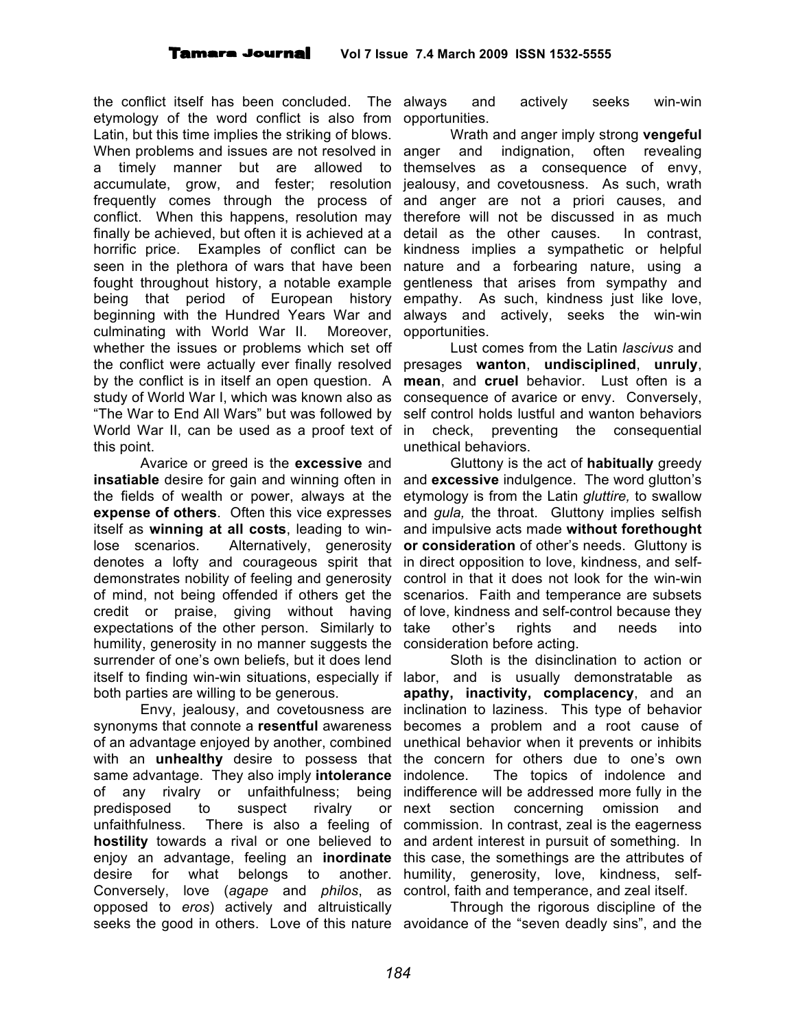the conflict itself has been concluded. The etymology of the word conflict is also from Latin, but this time implies the striking of blows. When problems and issues are not resolved in a timely manner but are allowed to accumulate, grow, and fester; resolution frequently comes through the process of conflict. When this happens, resolution may finally be achieved, but often it is achieved at a horrific price. Examples of conflict can be seen in the plethora of wars that have been fought throughout history, a notable example being that period of European history beginning with the Hundred Years War and culminating with World War II. Moreover, whether the issues or problems which set off the conflict were actually ever finally resolved by the conflict is in itself an open question. A study of World War I, which was known also as "The War to End All Wars" but was followed by World War II, can be used as a proof text of this point.

Avarice or greed is the **excessive** and **insatiable** desire for gain and winning often in the fields of wealth or power, always at the **expense of others**. Often this vice expresses itself as **winning at all costs**, leading to win-lose scenarios. Alternatively, generosity denotes a lofty and courageous spirit that demonstrates nobility of feeling and generosity of mind, not being offended if others get the credit or praise, giving without having expectations of the other person. Similarly to humility, generosity in no manner suggests the surrender of one's own beliefs, but it does lend itself to finding win-win situations, especially if both parties are willing to be generous.

Envy, jealousy, and covetousness are synonyms that connote a **resentful** awareness of an advantage enjoyed by another, combined with an **unhealthy** desire to possess that same advantage. They also imply **intolerance** of any rivalry or unfaithfulness; being predisposed to suspect rivalry or unfaithfulness. There is also a feeling of **hostility** towards a rival or one believed to enjoy an advantage, feeling an **inordinate** desire for what belongs to another. Conversely, love (*agape* and *philos*, as opposed to *eros*) actively and altruistically seeks the good in others. Love of this nature always and actively seeks win-win opportunities.

Wrath and anger imply strong **vengeful** anger and indignation, often revealing themselves as a consequence of envy, jealousy, and covetousness. As such, wrath and anger are not a priori causes, and therefore will not be discussed in as much detail as the other causes. In contrast, kindness implies a sympathetic or helpful nature and a forbearing nature, using a gentleness that arises from sympathy and empathy. As such, kindness just like love, always and actively, seeks the win-win opportunities.

Lust comes from the Latin *lascivus* and presages **wanton**, **undisciplined**, **unruly**, **mean**, and **cruel** behavior. Lust often is a consequence of avarice or envy. Conversely, self control holds lustful and wanton behaviors in check, preventing the consequential unethical behaviors.

Gluttony is the act of **habitually** greedy and **excessive** indulgence. The word glutton's etymology is from the Latin *gluttire,* to swallow and *gula,* the throat. Gluttony implies selfish and impulsive acts made **without forethought or consideration** of other's needs. Gluttony is in direct opposition to love, kindness, and self-control in that it does not look for the win-win scenarios. Faith and temperance are subsets of love, kindness and self-control because they take other's rights and needs into consideration before acting.

Sloth is the disinclination to action or labor, and is usually demonstratable as **apathy, inactivity, complacency**, and an inclination to laziness. This type of behavior becomes a problem and a root cause of unethical behavior when it prevents or inhibits the concern for others due to one's own indolence. The topics of indolence and indifference will be addressed more fully in the next section concerning omission and commission. In contrast, zeal is the eagerness and ardent interest in pursuit of something. In this case, the somethings are the attributes of humility, generosity, love, kindness, self-control, faith and temperance, and zeal itself.

Through the rigorous discipline of the avoidance of the "seven deadly sins", and the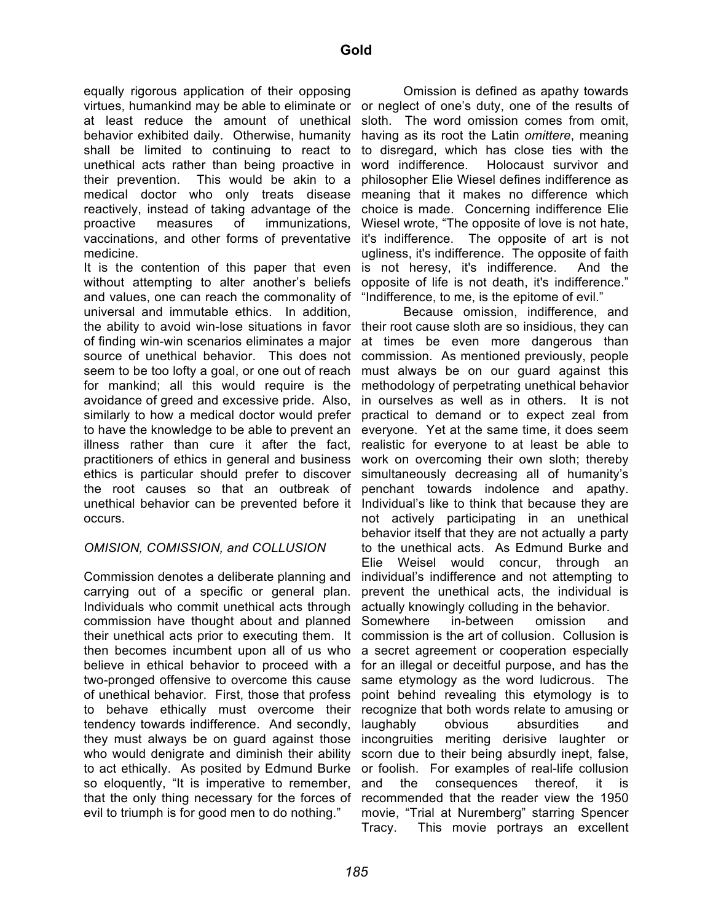equally rigorous application of their opposing virtues, humankind may be able to eliminate or at least reduce the amount of unethical behavior exhibited daily. Otherwise, humanity shall be limited to continuing to react to unethical acts rather than being proactive in their prevention. This would be akin to a medical doctor who only treats disease reactively, instead of taking advantage of the proactive measures of immunizations, vaccinations, and other forms of preventative medicine.

It is the contention of this paper that even without attempting to alter another's beliefs and values, one can reach the commonality of universal and immutable ethics. In addition, the ability to avoid win-lose situations in favor of finding win-win scenarios eliminates a major source of unethical behavior. This does not seem to be too lofty a goal, or one out of reach for mankind; all this would require is the avoidance of greed and excessive pride. Also, similarly to how a medical doctor would prefer to have the knowledge to be able to prevent an illness rather than cure it after the fact, practitioners of ethics in general and business ethics is particular should prefer to discover the root causes so that an outbreak of unethical behavior can be prevented before it occurs.

### *OMISION, COMISSION, and COLLUSION*

Commission denotes a deliberate planning and carrying out of a specific or general plan. Individuals who commit unethical acts through commission have thought about and planned their unethical acts prior to executing them. It then becomes incumbent upon all of us who believe in ethical behavior to proceed with a two-pronged offensive to overcome this cause of unethical behavior. First, those that profess to behave ethically must overcome their tendency towards indifference. And secondly, they must always be on guard against those who would denigrate and diminish their ability to act ethically. As posited by Edmund Burke so eloquently, "It is imperative to remember, that the only thing necessary for the forces of evil to triumph is for good men to do nothing."

Omission is defined as apathy towards or neglect of one's duty, one of the results of sloth. The word omission comes from omit, having as its root the Latin *omittere*, meaning to disregard, which has close ties with the word indifference. Holocaust survivor and philosopher Elie Wiesel defines indifference as meaning that it makes no difference which choice is made. Concerning indifference Elie Wiesel wrote, "The opposite of love is not hate, it's indifference. The opposite of art is not ugliness, it's indifference. The opposite of faith is not heresy, it's indifference. And the opposite of life is not death, it's indifference." "Indifference, to me, is the epitome of evil."

Because omission, indifference, and their root cause sloth are so insidious, they can at times be even more dangerous than commission. As mentioned previously, people must always be on our guard against this methodology of perpetrating unethical behavior in ourselves as well as in others. It is not practical to demand or to expect zeal from everyone. Yet at the same time, it does seem realistic for everyone to at least be able to work on overcoming their own sloth; thereby simultaneously decreasing all of humanity's penchant towards indolence and apathy. Individual's like to think that because they are not actively participating in an unethical behavior itself that they are not actually a party to the unethical acts. As Edmund Burke and Elie Weisel would concur, through an individual's indifference and not attempting to prevent the unethical acts, the individual is actually knowingly colluding in the behavior.

Somewhere in-between omission and commission is the art of collusion. Collusion is a secret agreement or cooperation especially for an illegal or deceitful purpose, and has the same etymology as the word ludicrous. The point behind revealing this etymology is to recognize that both words relate to amusing or laughably obvious absurdities and incongruities meriting derisive laughter or scorn due to their being absurdly inept, false, or foolish. For examples of real-life collusion and the consequences thereof, it is recommended that the reader view the 1950 movie, "Trial at Nuremberg" starring Spencer Tracy. This movie portrays an excellent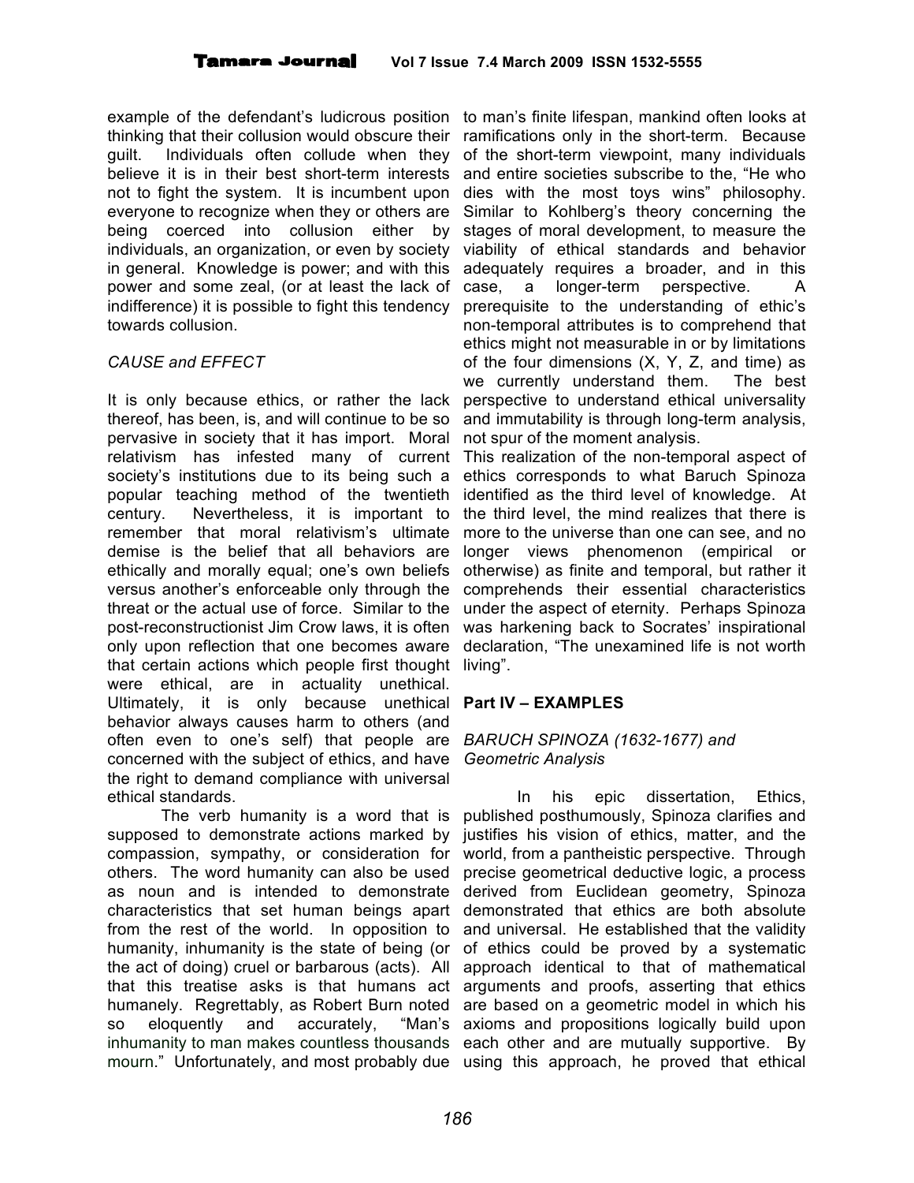example of the defendant's ludicrous position thinking that their collusion would obscure their guilt. Individuals often collude when they believe it is in their best short-term interests not to fight the system. It is incumbent upon everyone to recognize when they or others are being coerced into collusion either by individuals, an organization, or even by society in general. Knowledge is power; and with this power and some zeal, (or at least the lack of indifference) it is possible to fight this tendency towards collusion.

*CAUSE and EFFECT*

It is only because ethics, or rather the lack thereof, has been, is, and will continue to be so pervasive in society that it has import. Moral relativism has infested many of current society's institutions due to its being such a popular teaching method of the twentieth century. Nevertheless, it is important to remember that moral relativism's ultimate demise is the belief that all behaviors are ethically and morally equal; one's own beliefs versus another's enforceable only through the threat or the actual use of force. Similar to the post-reconstructionist Jim Crow laws, it is often only upon reflection that one becomes aware that certain actions which people first thought were ethical, are in actuality unethical. Ultimately, it is only because unethical behavior always causes harm to others (and often even to one's self) that people are concerned with the subject of ethics, and have the right to demand compliance with universal ethical standards.

The verb humanity is a word that is supposed to demonstrate actions marked by compassion, sympathy, or consideration for others. The word humanity can also be used as noun and is intended to demonstrate characteristics that set human beings apart from the rest of the world. In opposition to humanity, inhumanity is the state of being (or the act of doing) cruel or barbarous (acts). All that this treatise asks is that humans act humanely. Regrettably, as Robert Burn noted so eloquently and accurately, "Man's inhumanity to man makes countless thousands mourn." Unfortunately, and most probably due to man's finite lifespan, mankind often looks at ramifications only in the short-term. Because of the short-term viewpoint, many individuals and entire societies subscribe to the, "He who dies with the most toys wins" philosophy. Similar to Kohlberg's theory concerning the stages of moral development, to measure the viability of ethical standards and behavior adequately requires a broader, and in this case, a longer-term perspective. A prerequisite to the understanding of ethic's non-temporal attributes is to comprehend that ethics might not measurable in or by limitations of the four dimensions (X, Y, Z, and time) as we currently understand them. The best perspective to understand ethical universality and immutability is through long-term analysis, not spur of the moment analysis.

This realization of the non-temporal aspect of ethics corresponds to what Baruch Spinoza identified as the third level of knowledge. At the third level, the mind realizes that there is more to the universe than one can see, and no longer views phenomenon (empirical or otherwise) as finite and temporal, but rather it comprehends their essential characteristics under the aspect of eternity. Perhaps Spinoza was harkening back to Socrates' inspirational declaration, "The unexamined life is not worth living".

## Part IV – EXAMPLES

*BARUCH SPINOZA (1632-1677) and Geometric Analysis*

In his epic dissertation, Ethics, published posthumously, Spinoza clarifies and justifies his vision of ethics, matter, and the world, from a pantheistic perspective. Through precise geometrical deductive logic, a process derived from Euclidean geometry, Spinoza demonstrated that ethics are both absolute and universal. He established that the validity of ethics could be proved by a systematic approach identical to that of mathematical arguments and proofs, asserting that ethics are based on a geometric model in which his axioms and propositions logically build upon each other and are mutually supportive. By using this approach, he proved that ethical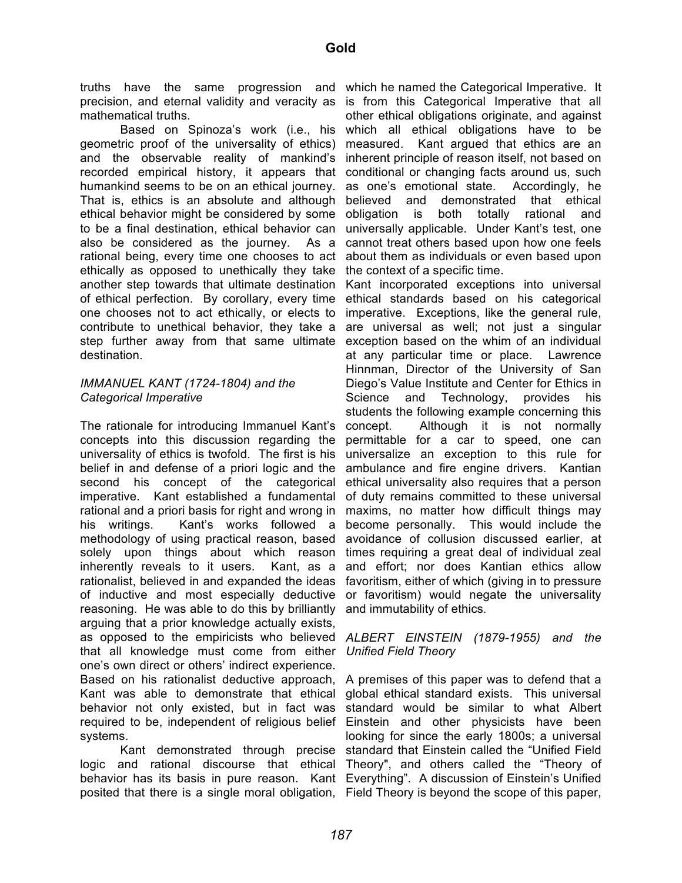truths have the same progression and precision, and eternal validity and veracity as mathematical truths.

Based on Spinoza's work (i.e., his geometric proof of the universality of ethics) and the observable reality of mankind's recorded empirical history, it appears that humankind seems to be on an ethical journey. That is, ethics is an absolute and although ethical behavior might be considered by some to be a final destination, ethical behavior can also be considered as the journey. As a rational being, every time one chooses to act ethically as opposed to unethically they take another step towards that ultimate destination of ethical perfection. By corollary, every time one chooses not to act ethically, or elects to contribute to unethical behavior, they take a step further away from that same ultimate destination.

### *IMMANUEL KANT (1724-1804) and the Categorical Imperative*

The rationale for introducing Immanuel Kant's concepts into this discussion regarding the universality of ethics is twofold. The first is his belief in and defense of a priori logic and the second his concept of the categorical imperative. Kant established a fundamental rational and a priori basis for right and wrong in his writings. Kant's works followed a methodology of using practical reason, based solely upon things about which reason inherently reveals to it users. Kant, as a rationalist, believed in and expanded the ideas of inductive and most especially deductive reasoning. He was able to do this by brilliantly arguing that a prior knowledge actually exists, as opposed to the empiricists who believed that all knowledge must come from either one's own direct or others' indirect experience. Based on his rationalist deductive approach, Kant was able to demonstrate that ethical behavior not only existed, but in fact was required to be, independent of religious belief systems.

Kant demonstrated through precise logic and rational discourse that ethical behavior has its basis in pure reason. Kant posited that there is a single moral obligation, which he named the Categorical Imperative. It is from this Categorical Imperative that all other ethical obligations originate, and against which all ethical obligations have to be measured. Kant argued that ethics are an inherent principle of reason itself, not based on conditional or changing facts around us, such as one's emotional state. Accordingly, he believed and demonstrated that ethical obligation is both totally rational and universally applicable. Under Kant's test, one cannot treat others based upon how one feels about them as individuals or even based upon the context of a specific time.

Kant incorporated exceptions into universal ethical standards based on his categorical imperative. Exceptions, like the general rule, are universal as well; not just a singular exception based on the whim of an individual at any particular time or place. Lawrence Hinnman, Director of the University of San Diego's Value Institute and Center for Ethics in Science and Technology, provides his students the following example concerning this concept. Although it is not normally permittable for a car to speed, one can universalize an exception to this rule for ambulance and fire engine drivers. Kantian ethical universality also requires that a person of duty remains committed to these universal maxims, no matter how difficult things may become personally. This would include the avoidance of collusion discussed earlier, at times requiring a great deal of individual zeal and effort; nor does Kantian ethics allow favoritism, either of which (giving in to pressure or favoritism) would negate the universality and immutability of ethics.

### *ALBERT EINSTEIN (1879-1955) and the Unified Field Theory*

A premises of this paper was to defend that a global ethical standard exists. This universal standard would be similar to what Albert Einstein and other physicists have been looking for since the early 1800s; a universal standard that Einstein called the "Unified Field Theory", and others called the "Theory of Everything". A discussion of Einstein's Unified Field Theory is beyond the scope of this paper,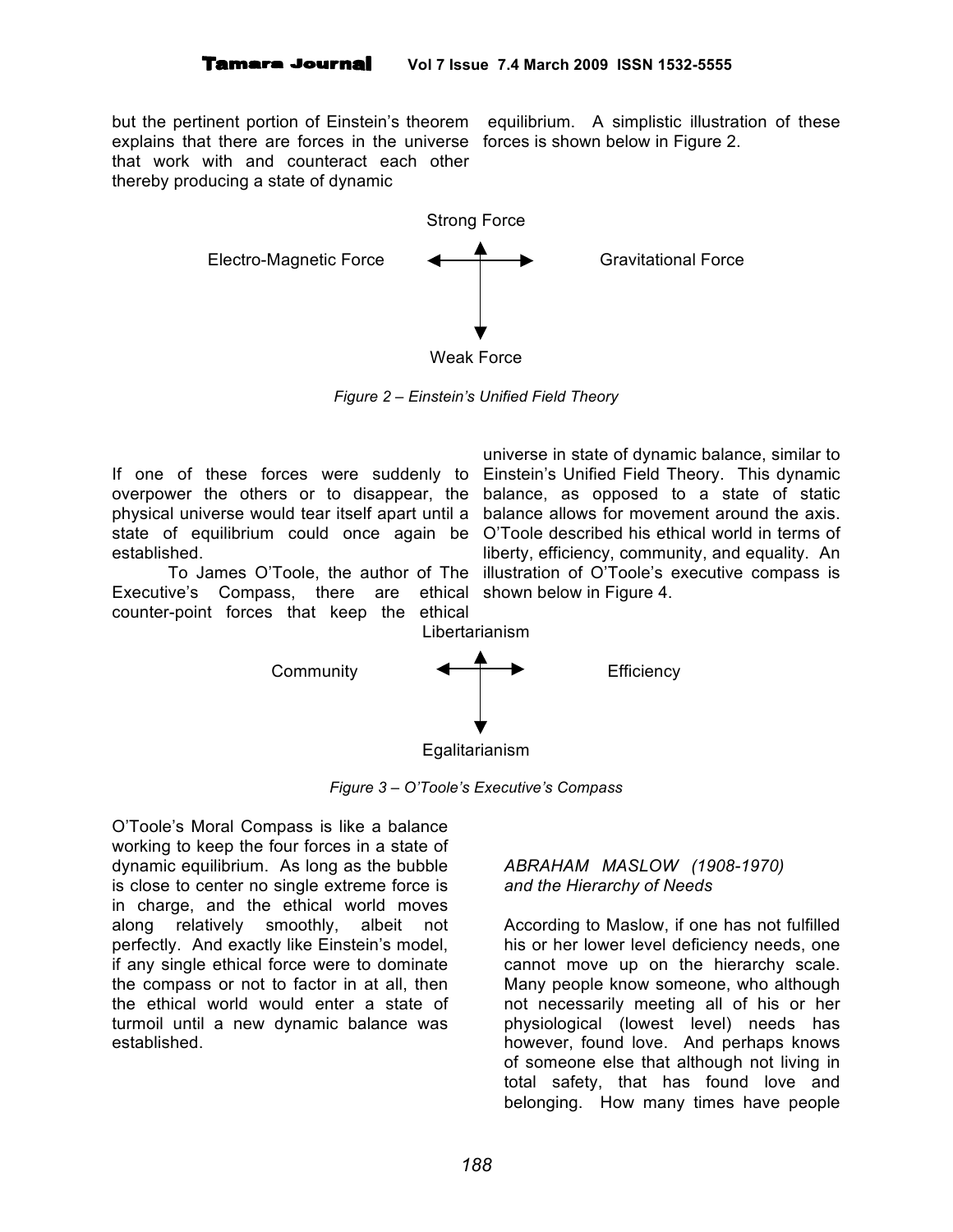but the pertinent portion of Einstein's theorem explains that there are forces in the universe that work with and counteract each other thereby producing a state of dynamic equilibrium. A simplistic illustration of these forces is shown below in Figure 2.

Strong Force

Electro-Magnetic Force ↔ Gravitational Force

Weak Force

*Figure 2 – Einstein's Unified Field Theory*

If one of these forces were suddenly to overpower the others or to disappear, the physical universe would tear itself apart until a state of equilibrium could once again be established.

To James O'Toole, the author of The Executive's Compass, there are ethical counter-point forces that keep the ethical universe in state of dynamic balance, similar to Einstein's Unified Field Theory. This dynamic balance, as opposed to a state of static balance allows for movement around the axis. O'Toole described his ethical world in terms of liberty, efficiency, community, and equality. An illustration of O'Toole's executive compass is shown below in Figure 4.

Libertarianism

Community ↔ Efficiency

Egalitarianism

*Figure 3 – O'Toole's Executive's Compass*

O'Toole's Moral Compass is like a balance working to keep the four forces in a state of dynamic equilibrium. As long as the bubble is close to center no single extreme force is in charge, and the ethical world moves along relatively smoothly, albeit not perfectly. And exactly like Einstein's model, if any single ethical force were to dominate the compass or not to factor in at all, then the ethical world would enter a state of turmoil until a new dynamic balance was established.

### *ABRAHAM MASLOW (1908-1970) and the Hierarchy of Needs*

According to Maslow, if one has not fulfilled his or her lower level deficiency needs, one cannot move up on the hierarchy scale. Many people know someone, who although not necessarily meeting all of his or her physiological (lowest level) needs has however, found love. And perhaps knows of someone else that although not living in total safety, that has found love and belonging. How many times have people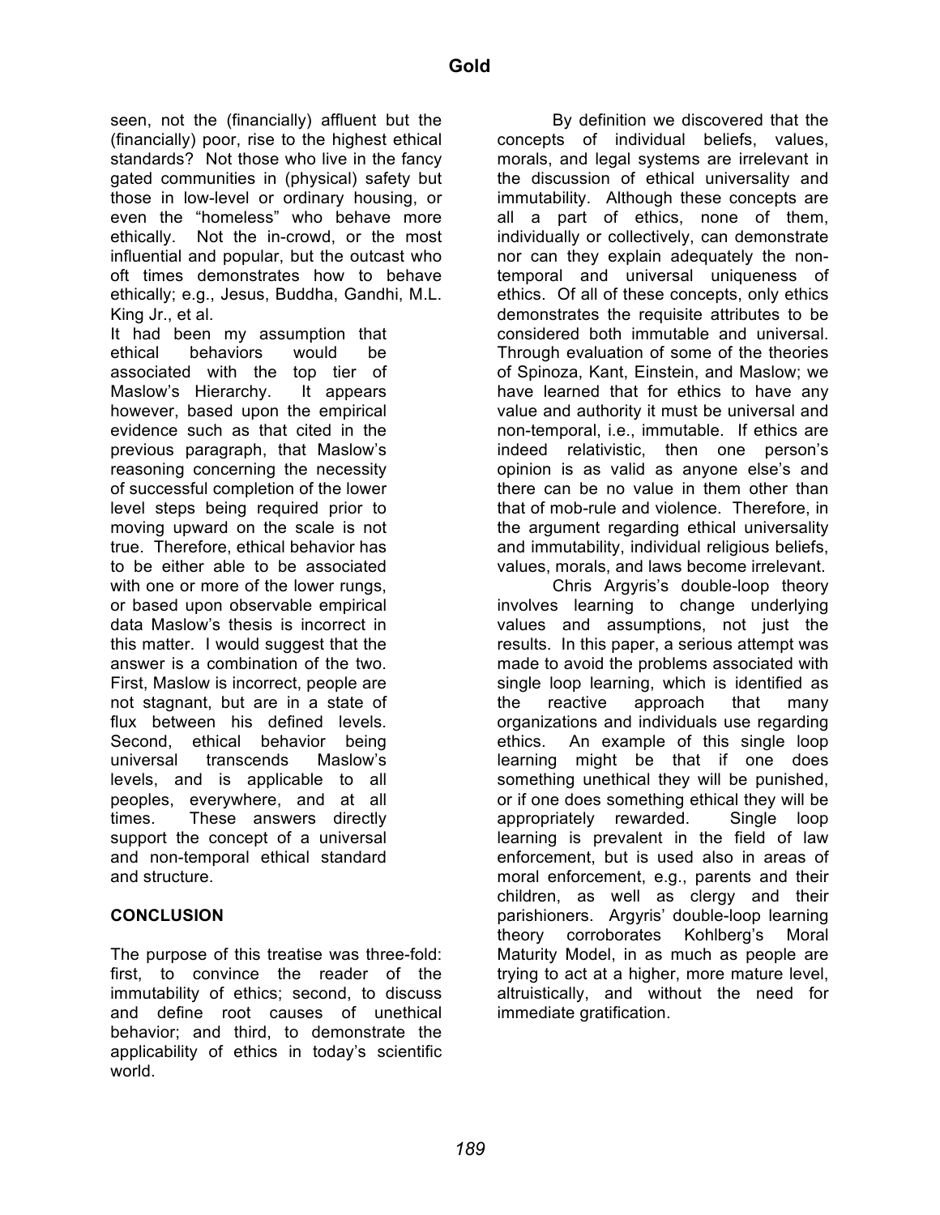seen, not the (financially) affluent but the (financially) poor, rise to the highest ethical standards? Not those who live in the fancy gated communities in (physical) safety but those in low-level or ordinary housing, or even the "homeless" who behave more ethically. Not the in-crowd, or the most influential and popular, but the outcast who oft times demonstrates how to behave ethically; e.g., Jesus, Buddha, Gandhi, M.L. King Jr., et al.

It had been my assumption that ethical behaviors would be associated with the top tier of Maslow's Hierarchy. It appears however, based upon the empirical evidence such as that cited in the previous paragraph, that Maslow's reasoning concerning the necessity of successful completion of the lower level steps being required prior to moving upward on the scale is not true. Therefore, ethical behavior has to be either able to be associated with one or more of the lower rungs, or based upon observable empirical data Maslow's thesis is incorrect in this matter. I would suggest that the answer is a combination of the two. First, Maslow is incorrect, people are not stagnant, but are in a state of flux between his defined levels. Second, ethical behavior being universal transcends Maslow's levels, and is applicable to all peoples, everywhere, and at all times. These answers directly support the concept of a universal and non-temporal ethical standard and structure.

## CONCLUSION

The purpose of this treatise was three-fold: first, to convince the reader of the immutability of ethics; second, to discuss and define root causes of unethical behavior; and third, to demonstrate the applicability of ethics in today's scientific world.

By definition we discovered that the concepts of individual beliefs, values, morals, and legal systems are irrelevant in the discussion of ethical universality and immutability. Although these concepts are all a part of ethics, none of them, individually or collectively, can demonstrate nor can they explain adequately the non-temporal and universal uniqueness of ethics. Of all of these concepts, only ethics demonstrates the requisite attributes to be considered both immutable and universal. Through evaluation of some of the theories of Spinoza, Kant, Einstein, and Maslow; we have learned that for ethics to have any value and authority it must be universal and non-temporal, i.e., immutable. If ethics are indeed relativistic, then one person's opinion is as valid as anyone else's and there can be no value in them other than that of mob-rule and violence. Therefore, in the argument regarding ethical universality and immutability, individual religious beliefs, values, morals, and laws become irrelevant.

Chris Argyris's double-loop theory involves learning to change underlying values and assumptions, not just the results. In this paper, a serious attempt was made to avoid the problems associated with single loop learning, which is identified as the reactive approach that many organizations and individuals use regarding ethics. An example of this single loop learning might be that if one does something unethical they will be punished, or if one does something ethical they will be appropriately rewarded. Single loop learning is prevalent in the field of law enforcement, but is used also in areas of moral enforcement, e.g., parents and their children, as well as clergy and their parishioners. Argyris' double-loop learning theory corroborates Kohlberg's Moral Maturity Model, in as much as people are trying to act at a higher, more mature level, altruistically, and without the need for immediate gratification.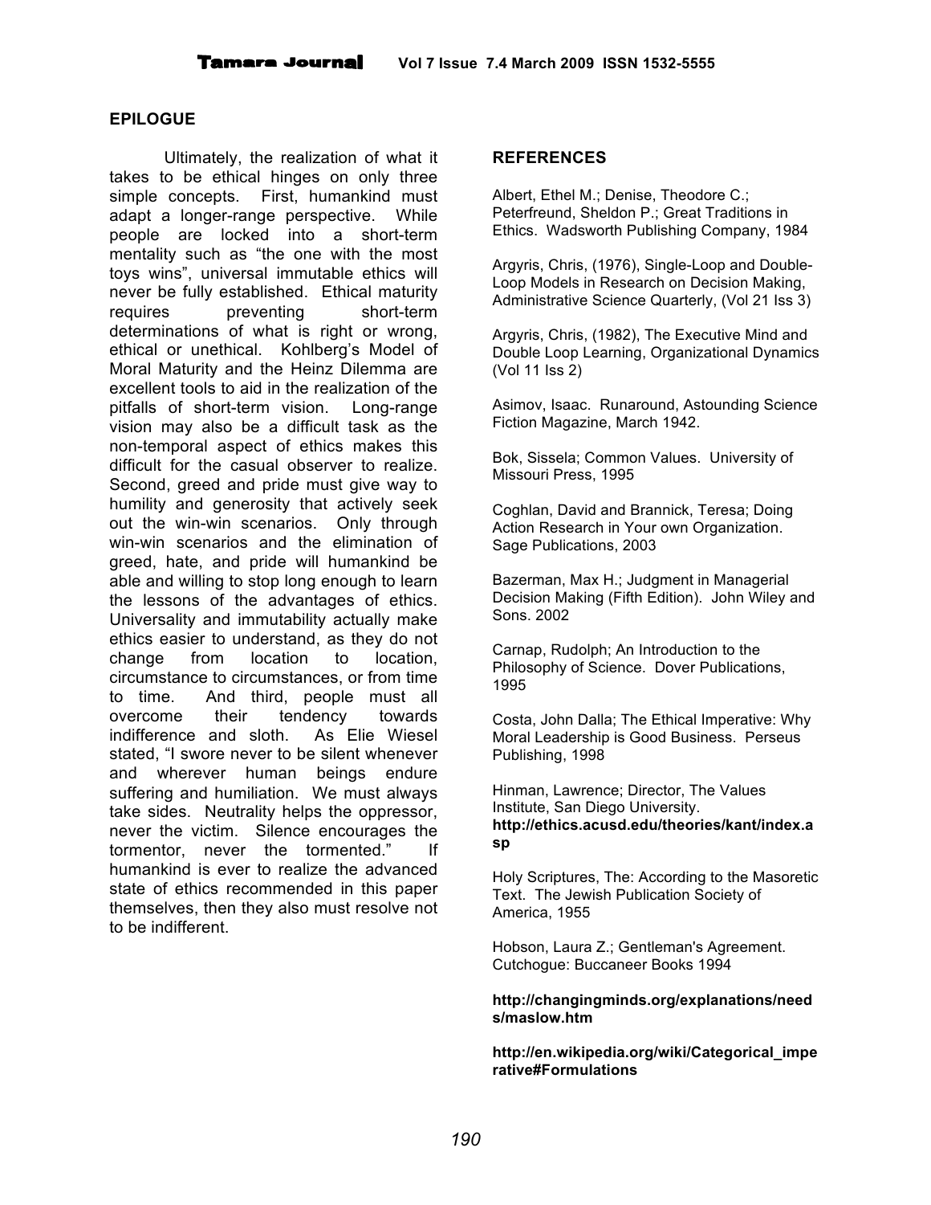## EPILOGUE

Ultimately, the realization of what it takes to be ethical hinges on only three simple concepts. First, humankind must adapt a longer-range perspective. While people are locked into a short-term mentality such as "the one with the most toys wins", universal immutable ethics will never be fully established. Ethical maturity requires preventing short-term determinations of what is right or wrong, ethical or unethical. Kohlberg's Model of Moral Maturity and the Heinz Dilemma are excellent tools to aid in the realization of the pitfalls of short-term vision. Long-range vision may also be a difficult task as the non-temporal aspect of ethics makes this difficult for the casual observer to realize. Second, greed and pride must give way to humility and generosity that actively seek out the win-win scenarios. Only through win-win scenarios and the elimination of greed, hate, and pride will humankind be able and willing to stop long enough to learn the lessons of the advantages of ethics. Universality and immutability actually make ethics easier to understand, as they do not change from location to location, circumstance to circumstances, or from time to time. And third, people must all overcome their tendency towards indifference and sloth. As Elie Wiesel stated, "I swore never to be silent whenever and wherever human beings endure suffering and humiliation. We must always take sides. Neutrality helps the oppressor, never the victim. Silence encourages the tormentor, never the tormented." If humankind is ever to realize the advanced state of ethics recommended in this paper themselves, then they also must resolve not to be indifferent.

## REFERENCES

Albert, Ethel M.; Denise, Theodore C.; Peterfreund, Sheldon P.; Great Traditions in Ethics. Wadsworth Publishing Company, 1984

Argyris, Chris, (1976), Single-Loop and Double-Loop Models in Research on Decision Making, Administrative Science Quarterly, (Vol 21 Iss 3)

Argyris, Chris, (1982), The Executive Mind and Double Loop Learning, Organizational Dynamics (Vol 11 Iss 2)

Asimov, Isaac. Runaround, Astounding Science Fiction Magazine, March 1942.

Bok, Sissela; Common Values. University of Missouri Press, 1995

Coghlan, David and Brannick, Teresa; Doing Action Research in Your own Organization. Sage Publications, 2003

Bazerman, Max H.; Judgment in Managerial Decision Making (Fifth Edition). John Wiley and Sons. 2002

Carnap, Rudolph; An Introduction to the Philosophy of Science. Dover Publications, 1995

Costa, John Dalla; The Ethical Imperative: Why Moral Leadership is Good Business. Perseus Publishing, 1998

Hinman, Lawrence; Director, The Values Institute, San Diego University. **http://ethics.acusd.edu/theories/kant/index.asp**

Holy Scriptures, The: According to the Masoretic Text. The Jewish Publication Society of America, 1955

Hobson, Laura Z.; Gentleman's Agreement. Cutchogue: Buccaneer Books 1994

**http://changingminds.org/explanations/needs/maslow.htm**

**http://en.wikipedia.org/wiki/Categorical_imperative#Formulations**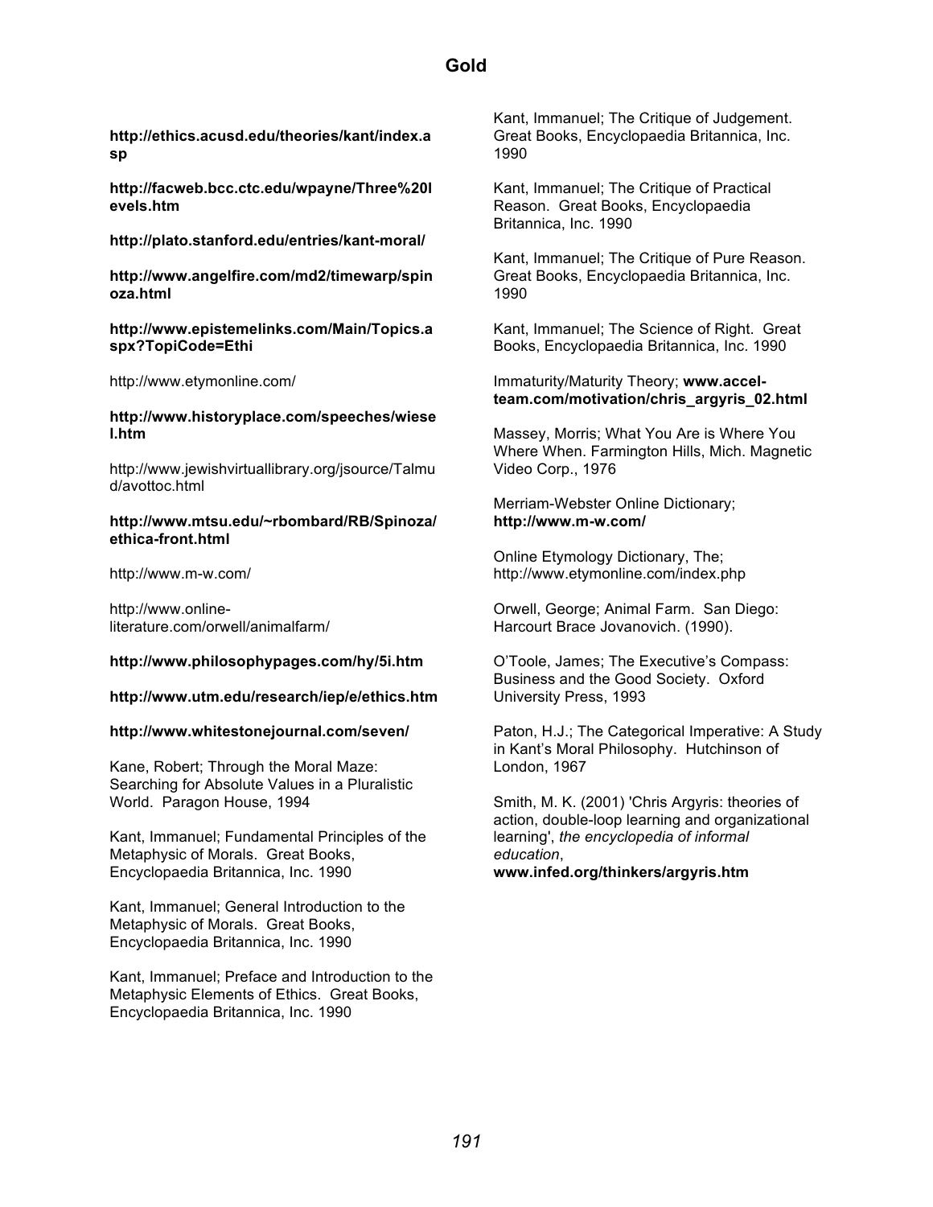**http://ethics.acusd.edu/theories/kant/index.asp**

**http://facweb.bcc.ctc.edu/wpayne/Three%20levels.htm**

**http://plato.stanford.edu/entries/kant-moral/**

**http://www.angelfire.com/md2/timewarp/spinoza.html**

**http://www.epistemelinks.com/Main/Topics.aspx?TopiCode=Ethi**

http://www.etymonline.com/

**http://www.historyplace.com/speeches/wiesel.htm**

http://www.jewishvirtuallibrary.org/jsource/Talmud/avottoc.html

**http://www.mtsu.edu/~rbombard/RB/Spinoza/ethica-front.html**

http://www.m-w.com/

http://www.online-literature.com/orwell/animalfarm/

**http://www.philosophypages.com/hy/5i.htm**

**http://www.utm.edu/research/iep/e/ethics.htm**

**http://www.whitestonejournal.com/seven/**

Kane, Robert; Through the Moral Maze: Searching for Absolute Values in a Pluralistic World. Paragon House, 1994

Kant, Immanuel; Fundamental Principles of the Metaphysic of Morals. Great Books, Encyclopaedia Britannica, Inc. 1990

Kant, Immanuel; General Introduction to the Metaphysic of Morals. Great Books, Encyclopaedia Britannica, Inc. 1990

Kant, Immanuel; Preface and Introduction to the Metaphysic Elements of Ethics. Great Books, Encyclopaedia Britannica, Inc. 1990

Kant, Immanuel; The Critique of Judgement. Great Books, Encyclopaedia Britannica, Inc. 1990

Kant, Immanuel; The Critique of Practical Reason. Great Books, Encyclopaedia Britannica, Inc. 1990

Kant, Immanuel; The Critique of Pure Reason. Great Books, Encyclopaedia Britannica, Inc. 1990

Kant, Immanuel; The Science of Right. Great Books, Encyclopaedia Britannica, Inc. 1990

Immaturity/Maturity Theory; **www.accel-team.com/motivation/chris_argyris_02.html**

Massey, Morris; What You Are is Where You Where When. Farmington Hills, Mich. Magnetic Video Corp., 1976

Merriam-Webster Online Dictionary; **http://www.m-w.com/**

Online Etymology Dictionary, The; http://www.etymonline.com/index.php

Orwell, George; Animal Farm. San Diego: Harcourt Brace Jovanovich. (1990).

O'Toole, James; The Executive's Compass: Business and the Good Society. Oxford University Press, 1993

Paton, H.J.; The Categorical Imperative: A Study in Kant's Moral Philosophy. Hutchinson of London, 1967

Smith, M. K. (2001) 'Chris Argyris: theories of action, double-loop learning and organizational learning', *the encyclopedia of informal education*, **www.infed.org/thinkers/argyris.htm**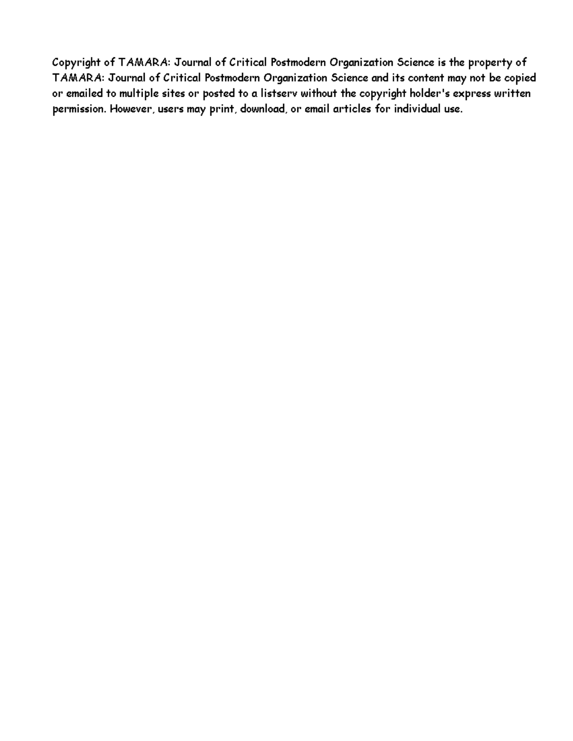Copyright of TAMARA: Journal of Critical Postmodern Organization Science is the property of TAMARA: Journal of Critical Postmodern Organization Science and its content may not be copied or emailed to multiple sites or posted to a listserv without the copyright holder's express written permission. However, users may print, download, or email articles for individual use.